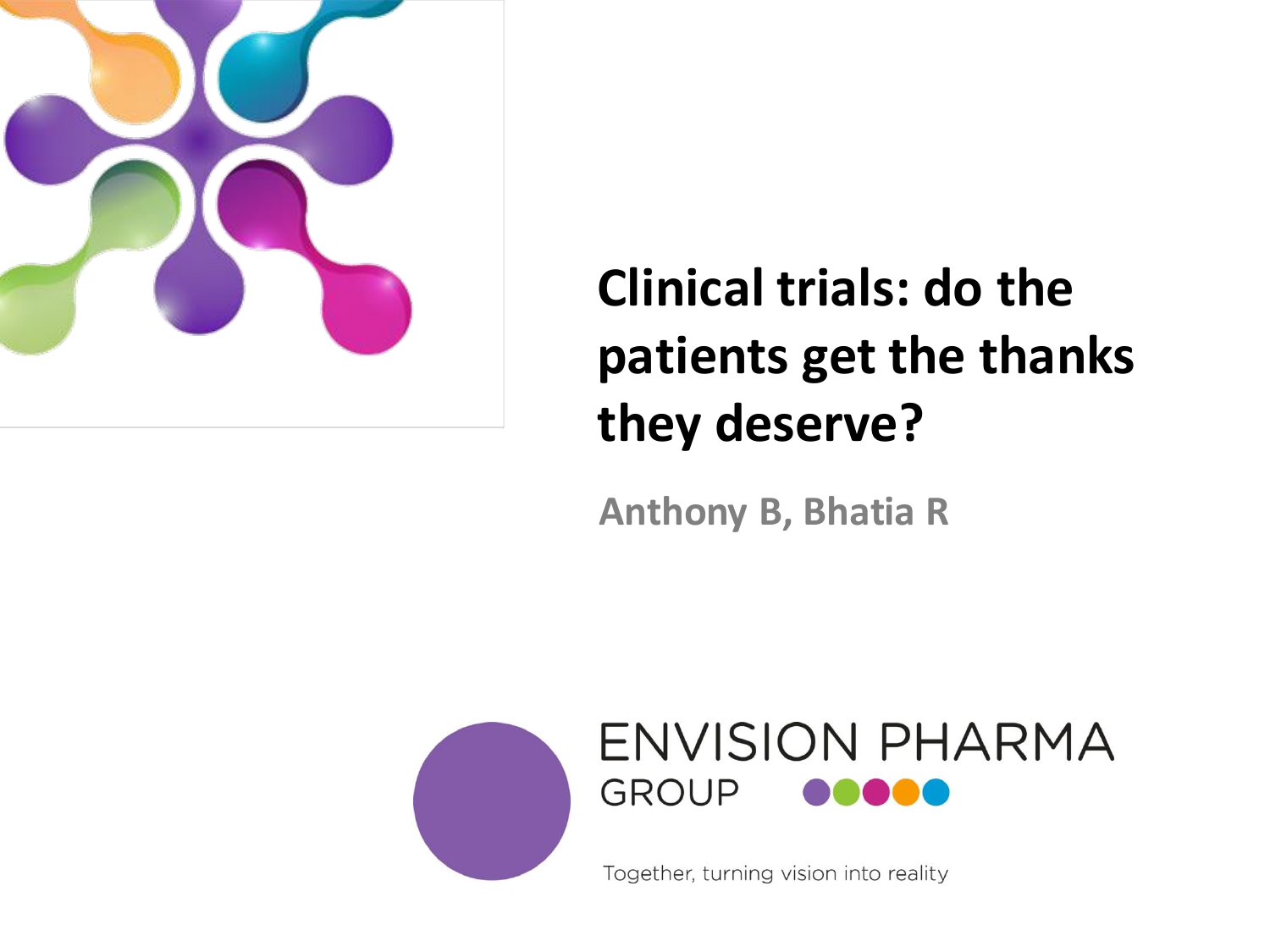# Clinical trials: do the patients get the thanks they deserve?

**Anthony B, Bhatia R**

ENVISION PHARMA GROUP

Together, turning vision into reality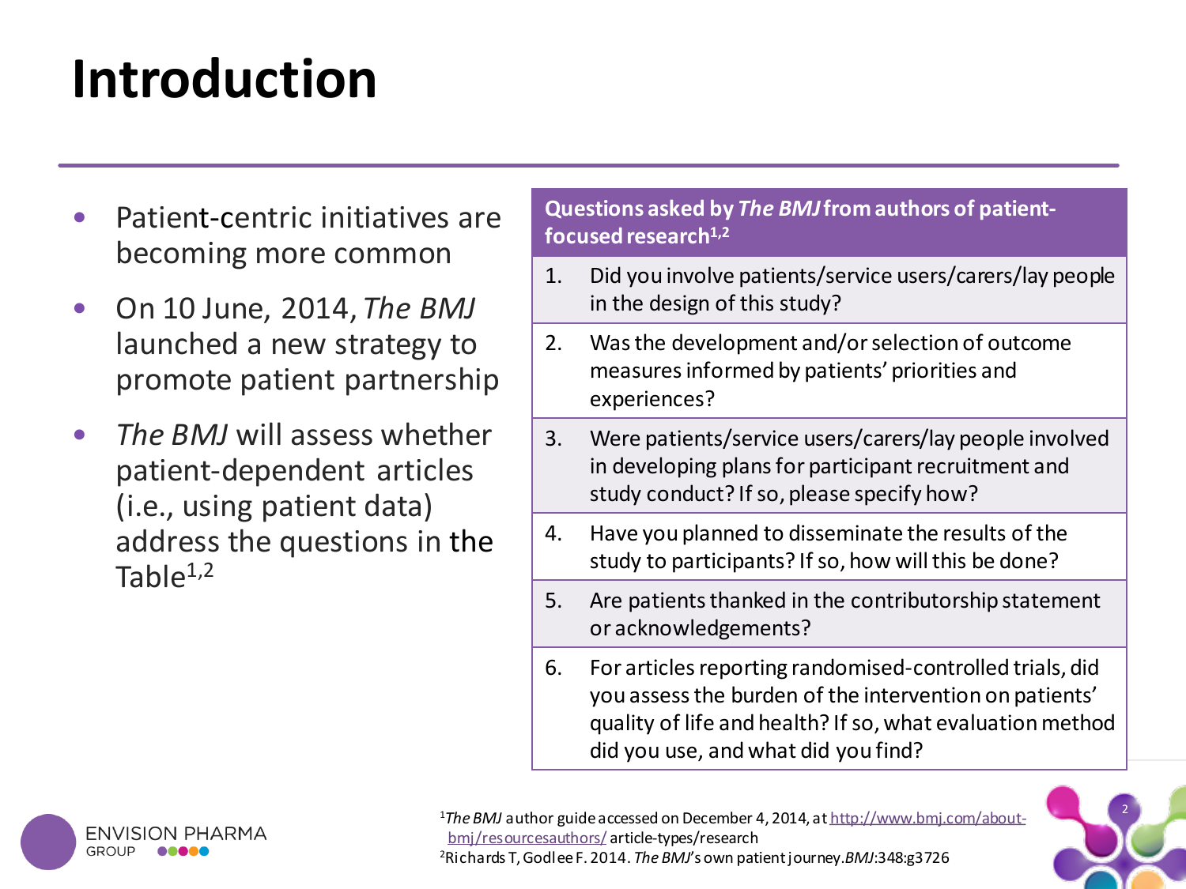# Introduction

- Patient-centric initiatives are becoming more common
- On 10 June, 2014, *The BMJ* launched a new strategy to promote patient partnership
- *The BMJ* will assess whether patient-dependent articles (i.e., using patient data) address the questions in the Table[1,2]

| **Questions asked by *The BMJ* from authors of patient-focused research[1,2]** | |
|---|---|
| 1. | Did you involve patients/service users/carers/lay people in the design of this study? |
| 2. | Was the development and/or selection of outcome measures informed by patients' priorities and experiences? |
| 3. | Were patients/service users/carers/lay people involved in developing plans for participant recruitment and study conduct? If so, please specify how? |
| 4. | Have you planned to disseminate the results of the study to participants? If so, how will this be done? |
| 5. | Are patients thanked in the contributorship statement or acknowledgements? |
| 6. | For articles reporting randomised-controlled trials, did you assess the burden of the intervention on patients' quality of life and health? If so, what evaluation method did you use, and what did you find? |

[1]*The BMJ* author guide accessed on December 4, 2014, at http://www.bmj.com/about-bmj/resourcesauthors/ article-types/research
[2]Richards T, Godlee F. 2014. *The BMJ*'s own patient journey. *BMJ*:348:g3726

ENVISION PHARMA GROUP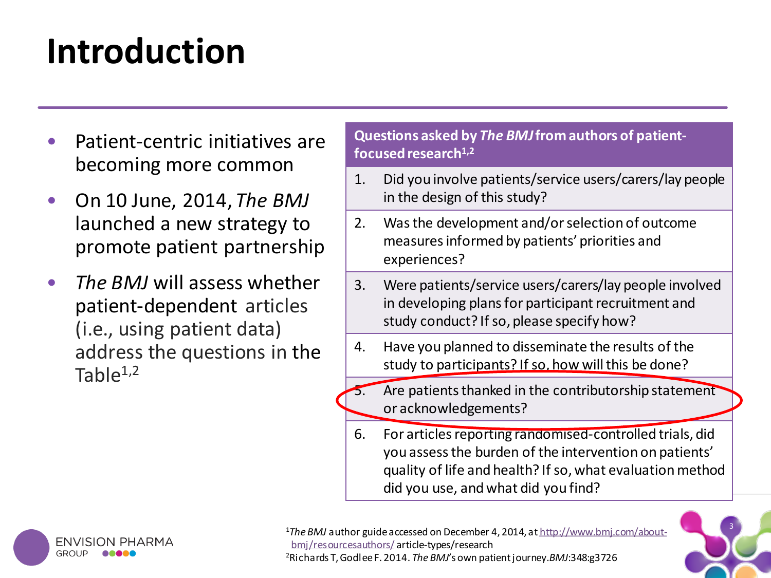# Introduction

- Patient-centric initiatives are becoming more common
- On 10 June, 2014, *The BMJ* launched a new strategy to promote patient partnership
- *The BMJ* will assess whether patient-dependent articles (i.e., using patient data) address the questions in the Table[1,2]

| Questions asked by *The BMJ* from authors of patient-focused research[1,2] | |
|---|---|
| 1. | Did you involve patients/service users/carers/lay people in the design of this study? |
| 2. | Was the development and/or selection of outcome measures informed by patients' priorities and experiences? |
| 3. | Were patients/service users/carers/lay people involved in developing plans for participant recruitment and study conduct? If so, please specify how? |
| 4. | Have you planned to disseminate the results of the study to participants? If so, how will this be done? |
| 5. | Are patients thanked in the contributorship statement or acknowledgements? |
| 6. | For articles reporting randomised-controlled trials, did you assess the burden of the intervention on patients' quality of life and health? If so, what evaluation method did you use, and what did you find? |

[1]*The BMJ* author guide accessed on December 4, 2014, at http://www.bmj.com/about-bmj/resourcesauthors/ article-types/research

[2]Richards T, Godlee F. 2014. *The BMJ*'s own patient journey. *BMJ*:348:g3726

ENVISION PHARMA GROUP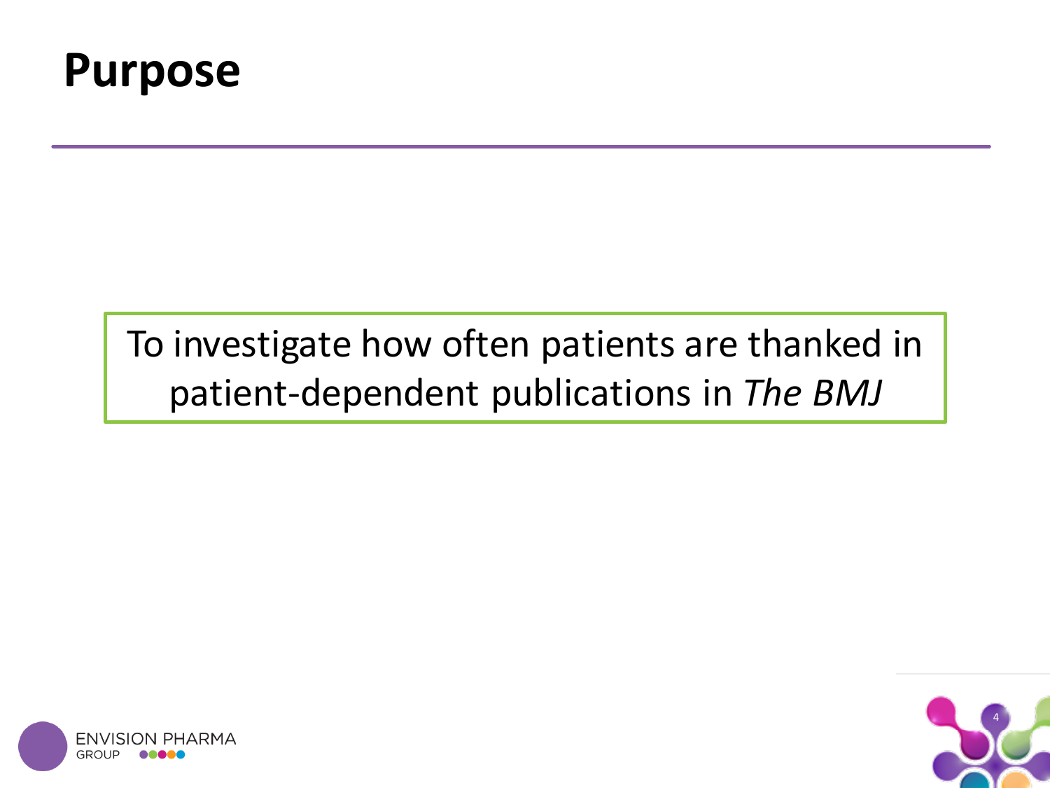# Purpose

To investigate how often patients are thanked in patient-dependent publications in *The BMJ*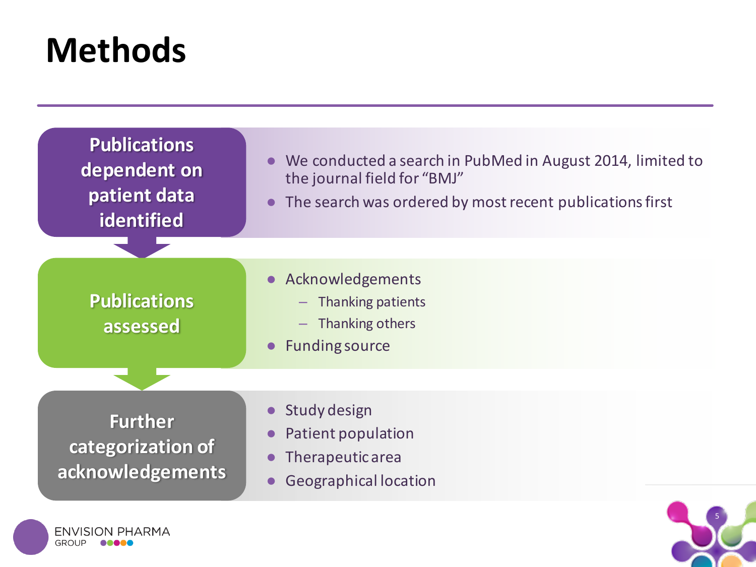# Methods

**Publications dependent on patient data identified**

- We conducted a search in PubMed in August 2014, limited to the journal field for "BMJ"
- The search was ordered by most recent publications first

**Publications assessed**

- Acknowledgements
  - Thanking patients
  - Thanking others
- Funding source

**Further categorization of acknowledgements**

- Study design
- Patient population
- Therapeutic area
- Geographical location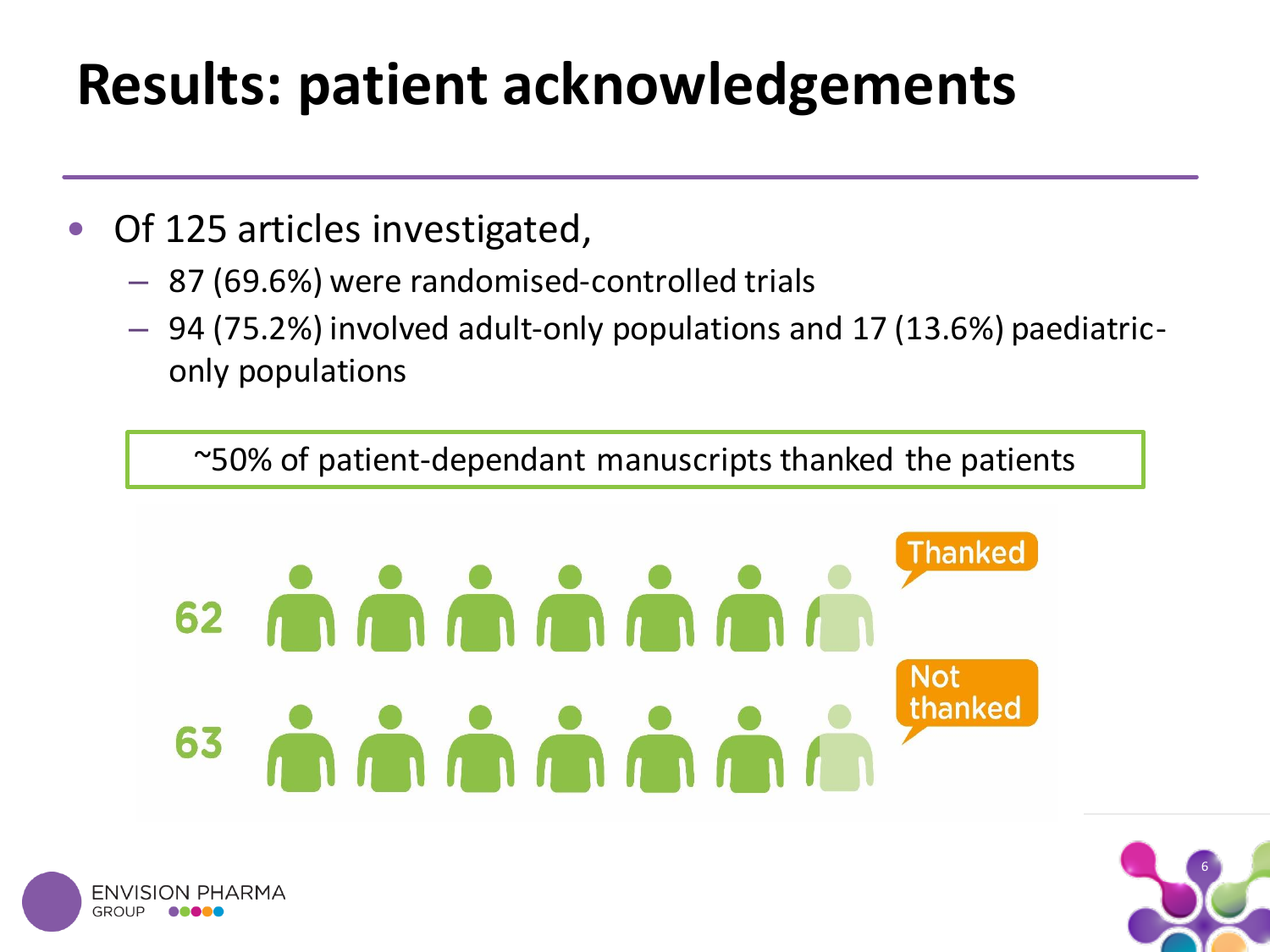# Results: patient acknowledgements

- Of 125 articles investigated,
  - 87 (69.6%) were randomised-controlled trials
  - 94 (75.2%) involved adult-only populations and 17 (13.6%) paediatric-only populations

~50% of patient-dependant manuscripts thanked the patients

62 Thanked

63 Not thanked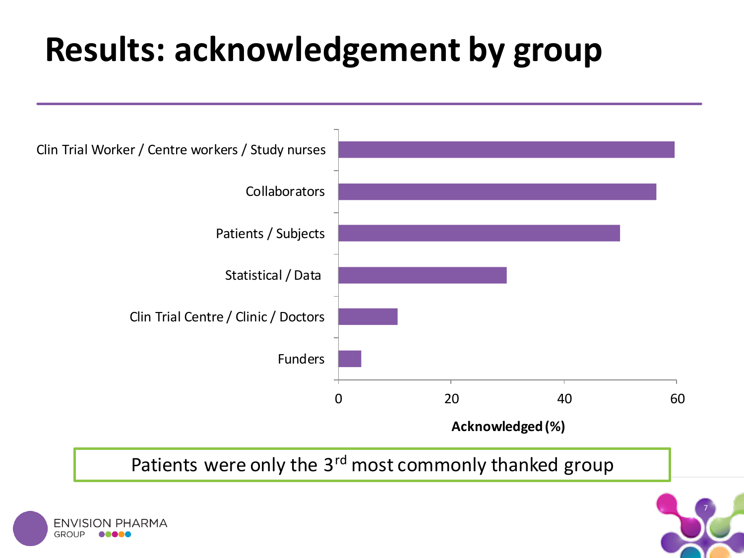# Results: acknowledgement by group

Clin Trial Worker / Centre workers / Study nurses

Collaborators

Patients / Subjects

Statistical / Data

Clin Trial Centre / Clinic / Doctors

Funders

0 20 40 60

Acknowledged (%)

Patients were only the 3rd most commonly thanked group

ENVISION PHARMA GROUP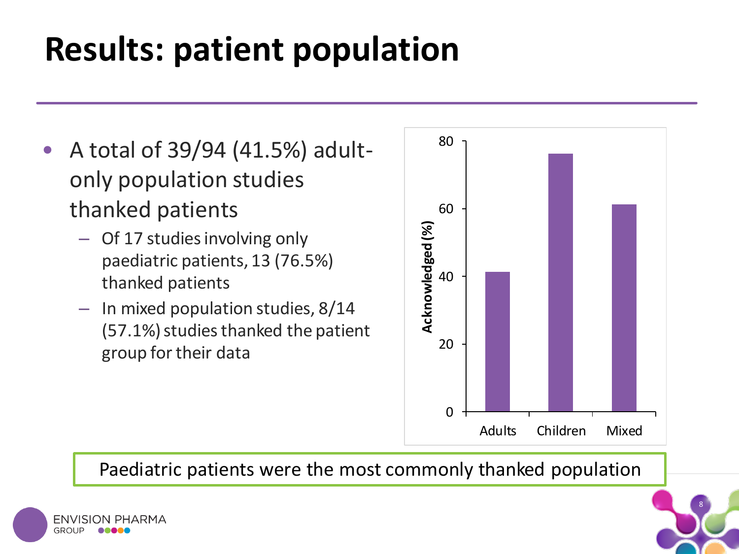# Results: patient population

- A total of 39/94 (41.5%) adult-only population studies thanked patients
  - Of 17 studies involving only paediatric patients, 13 (76.5%) thanked patients
  - In mixed population studies, 8/14 (57.1%) studies thanked the patient group for their data

Acknowledged (%)

80
60
40
20
0

Adults
Children
Mixed

Paediatric patients were the most commonly thanked population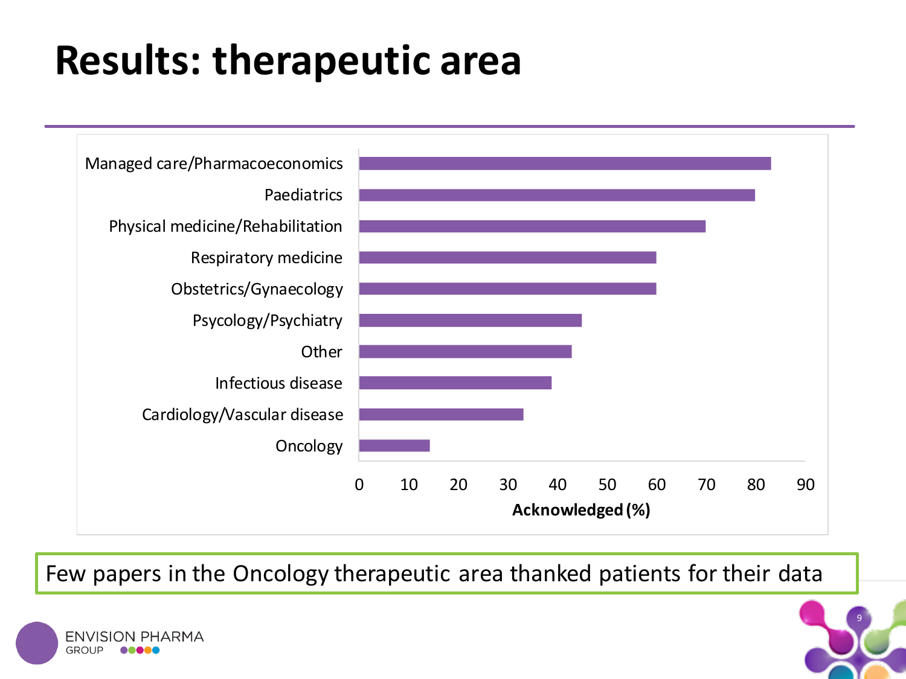# Results: therapeutic area

Managed care/Pharmacoeconomics
Paediatrics
Physical medicine/Rehabilitation
Respiratory medicine
Obstetrics/Gynaecology
Psycology/Psychiatry
Other
Infectious disease
Cardiology/Vascular disease
Oncology

0 10 20 30 40 50 60 70 80 90

**Acknowledged (%)**

Few papers in the Oncology therapeutic area thanked patients for their data

ENVISION PHARMA GROUP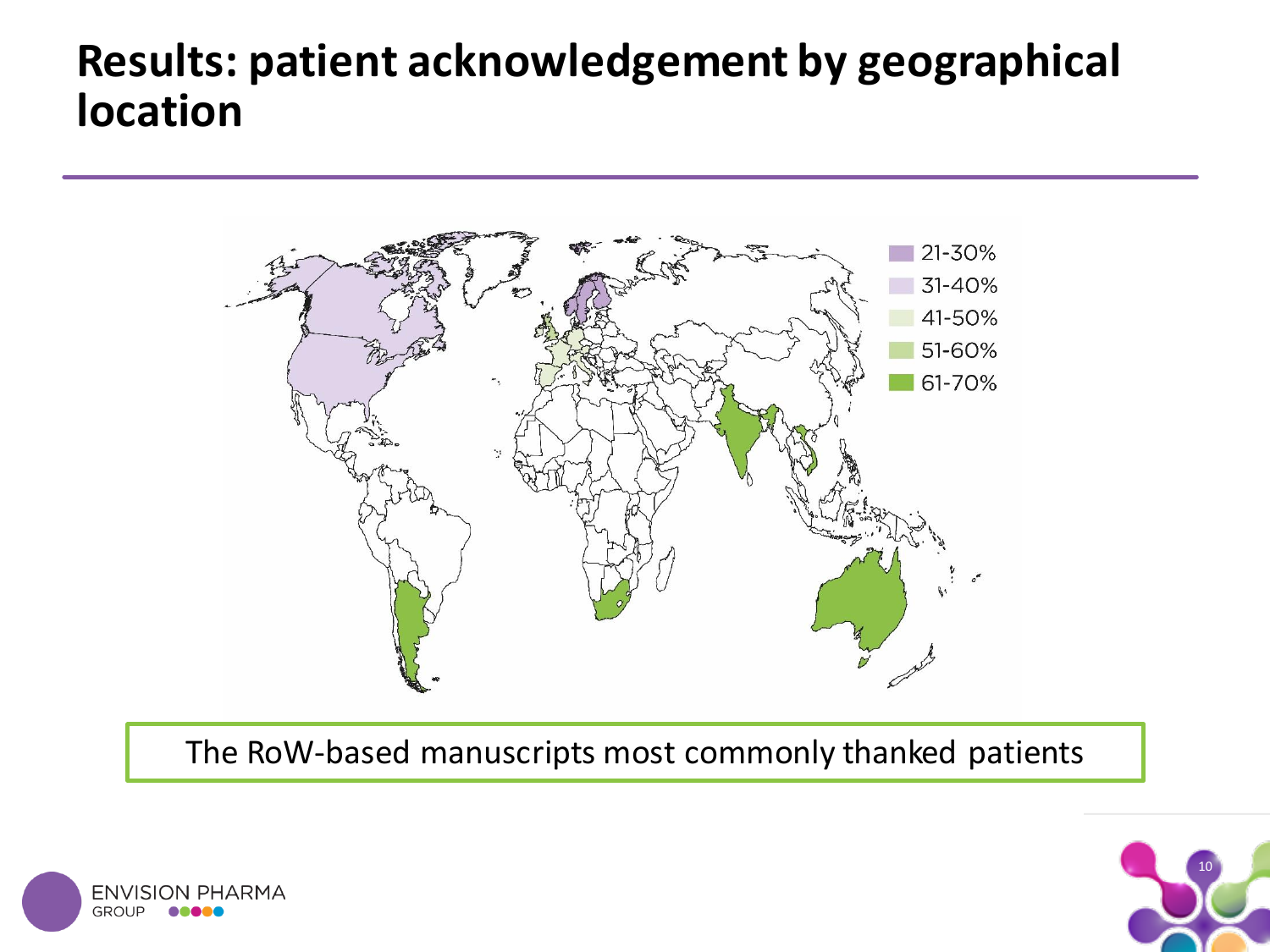# Results: patient acknowledgement by geographical location

21-30%
31-40%
41-50%
51-60%
61-70%

The RoW-based manuscripts most commonly thanked patients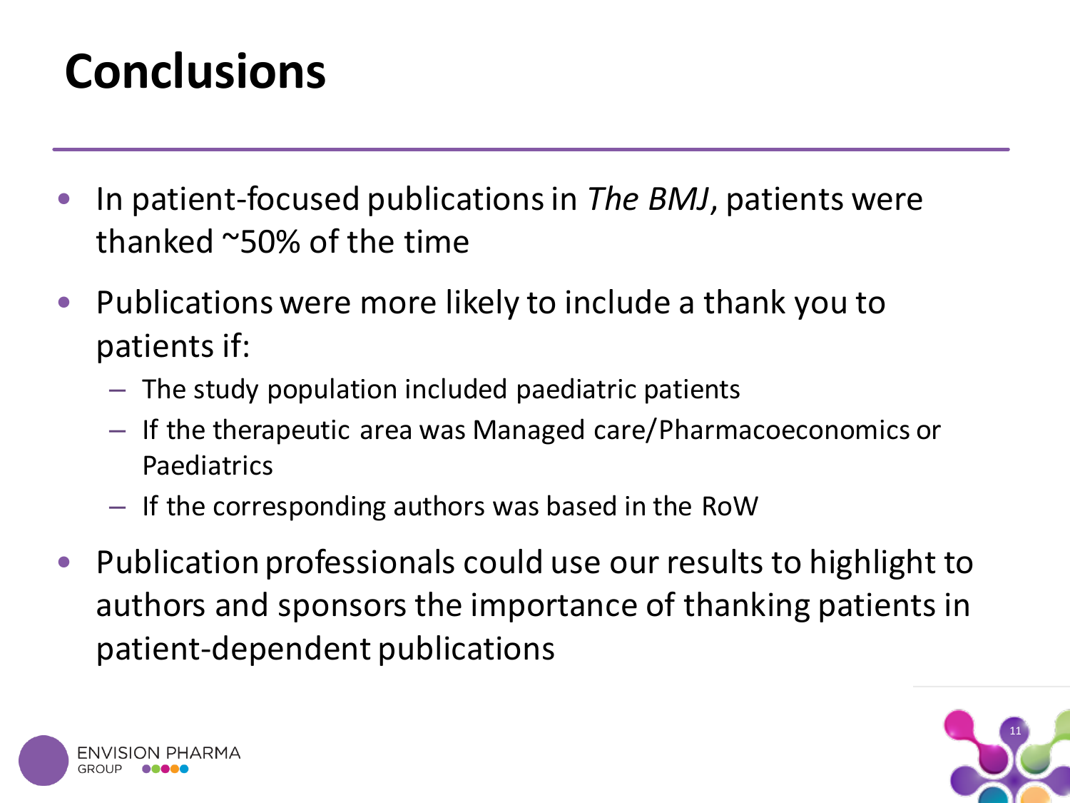# Conclusions

- In patient-focused publications in *The BMJ*, patients were thanked ~50% of the time
- Publications were more likely to include a thank you to patients if:
  - The study population included paediatric patients
  - If the therapeutic area was Managed care/Pharmacoeconomics or Paediatrics
  - If the corresponding authors was based in the RoW
- Publication professionals could use our results to highlight to authors and sponsors the importance of thanking patients in patient-dependent publications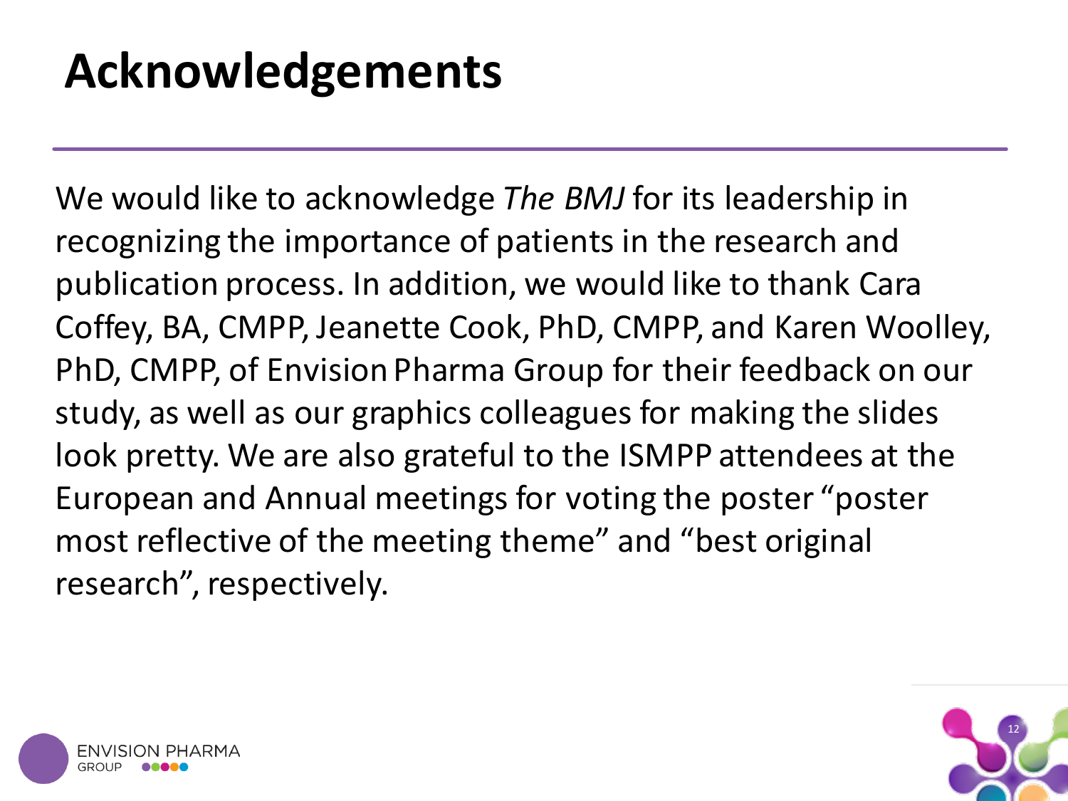# Acknowledgements

We would like to acknowledge *The BMJ* for its leadership in recognizing the importance of patients in the research and publication process. In addition, we would like to thank Cara Coffey, BA, CMPP, Jeanette Cook, PhD, CMPP, and Karen Woolley, PhD, CMPP, of Envision Pharma Group for their feedback on our study, as well as our graphics colleagues for making the slides look pretty. We are also grateful to the ISMPP attendees at the European and Annual meetings for voting the poster "poster most reflective of the meeting theme" and "best original research", respectively.

ENVISION PHARMA GROUP